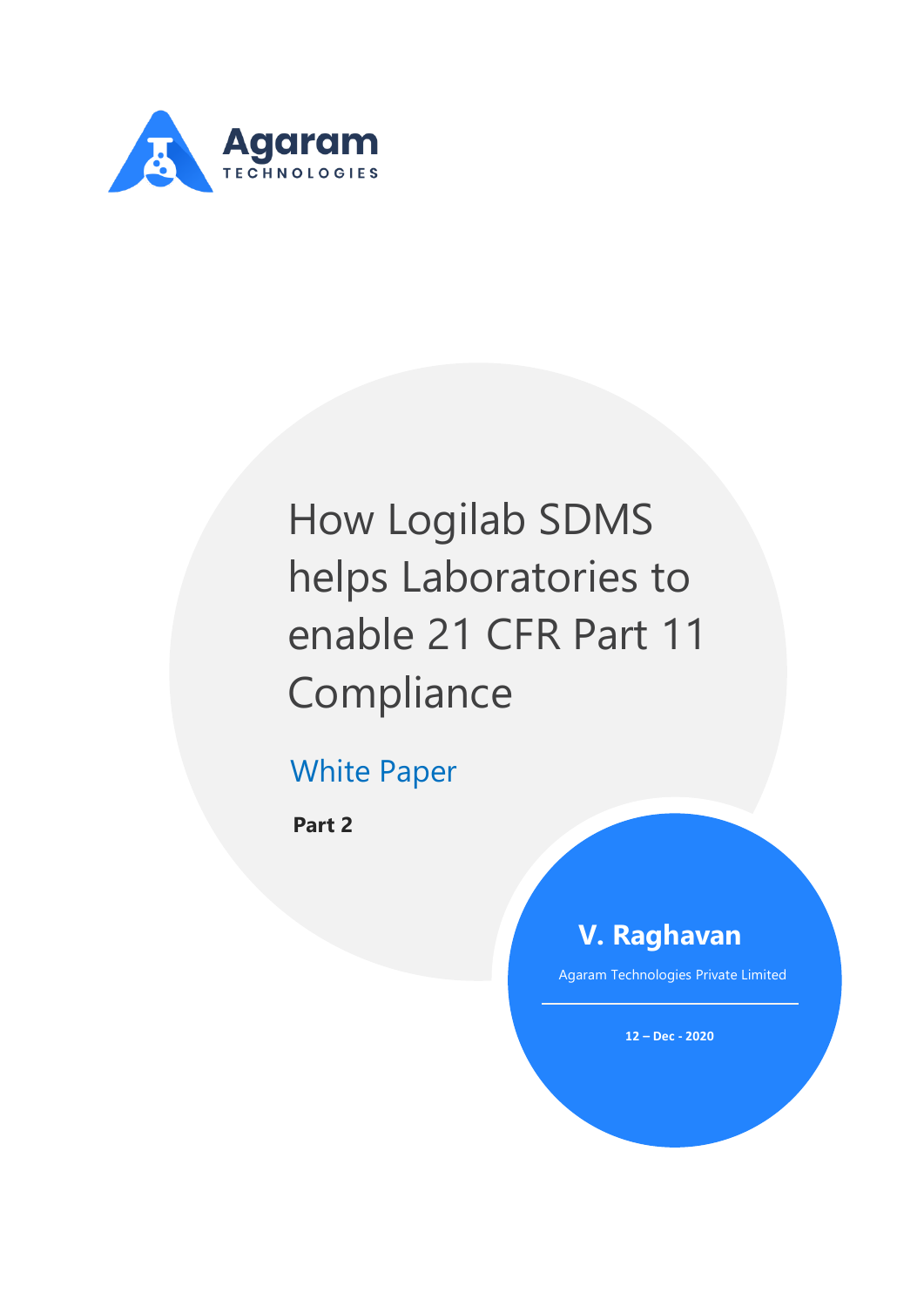Agaram

TECHNOLOGIES

# How Logilab SDMS helps Laboratories to enable 21 CFR Part 11 Compliance

## White Paper

**Part 2**

**V. Raghavan**

Agaram Technologies Private Limited

**12 – Dec - 2020**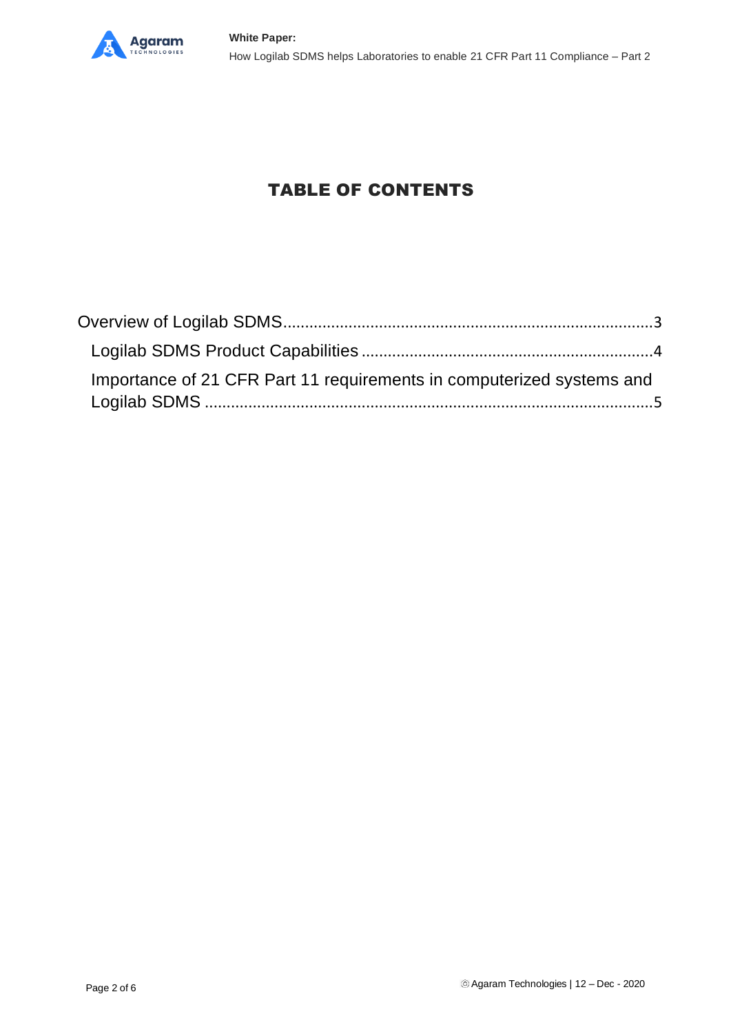# TABLE OF CONTENTS

Overview of Logilab SDMS....................................................................................3

Logilab SDMS Product Capabilities ..................................................................4

Importance of 21 CFR Part 11 requirements in computerized systems and Logilab SDMS .......................................................................................................5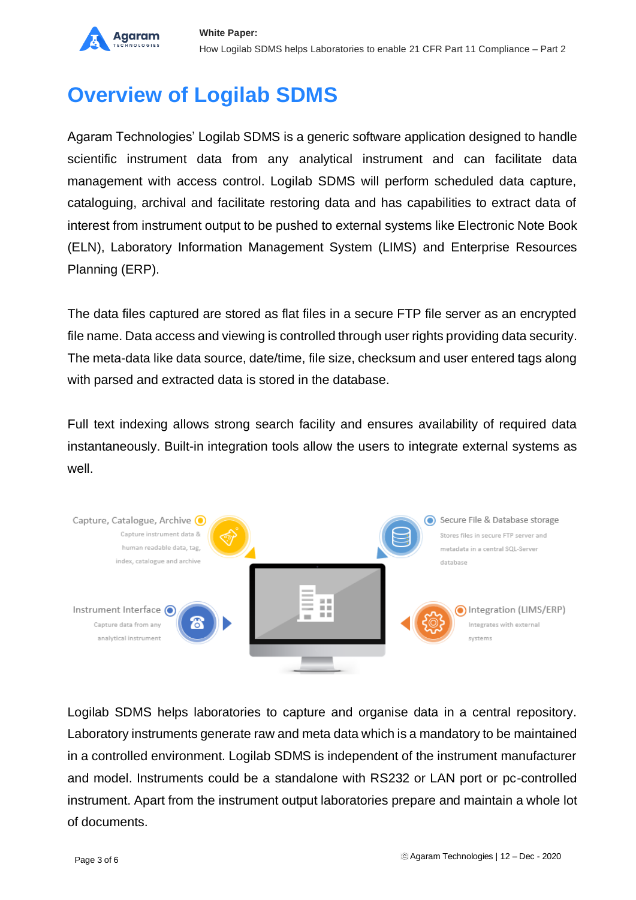# Overview of Logilab SDMS

Agaram Technologies' Logilab SDMS is a generic software application designed to handle scientific instrument data from any analytical instrument and can facilitate data management with access control. Logilab SDMS will perform scheduled data capture, cataloguing, archival and facilitate restoring data and has capabilities to extract data of interest from instrument output to be pushed to external systems like Electronic Note Book (ELN), Laboratory Information Management System (LIMS) and Enterprise Resources Planning (ERP).

The data files captured are stored as flat files in a secure FTP file server as an encrypted file name. Data access and viewing is controlled through user rights providing data security. The meta-data like data source, date/time, file size, checksum and user entered tags along with parsed and extracted data is stored in the database.

Full text indexing allows strong search facility and ensures availability of required data instantaneously. Built-in integration tools allow the users to integrate external systems as well.

Capture, Catalogue, Archive
Capture instrument data & human readable data, tag, index, catalogue and archive

Secure File & Database storage
Stores files in secure FTP server and metadata in a central SQL-Server database

Instrument Interface
Capture data from any analytical instrument

Integration (LIMS/ERP)
Integrates with external systems

Logilab SDMS helps laboratories to capture and organise data in a central repository. Laboratory instruments generate raw and meta data which is a mandatory to be maintained in a controlled environment. Logilab SDMS is independent of the instrument manufacturer and model. Instruments could be a standalone with RS232 or LAN port or pc-controlled instrument. Apart from the instrument output laboratories prepare and maintain a whole lot of documents.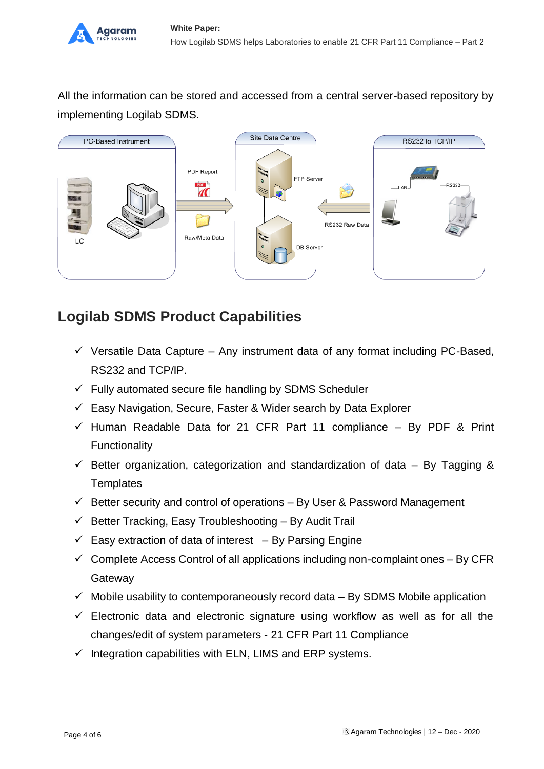All the information can be stored and accessed from a central server-based repository by implementing Logilab SDMS.

## Logilab SDMS Product Capabilities

- ✓ Versatile Data Capture – Any instrument data of any format including PC-Based, RS232 and TCP/IP.
- ✓ Fully automated secure file handling by SDMS Scheduler
- ✓ Easy Navigation, Secure, Faster & Wider search by Data Explorer
- ✓ Human Readable Data for 21 CFR Part 11 compliance – By PDF & Print Functionality
- ✓ Better organization, categorization and standardization of data – By Tagging & Templates
- ✓ Better security and control of operations – By User & Password Management
- ✓ Better Tracking, Easy Troubleshooting – By Audit Trail
- ✓ Easy extraction of data of interest – By Parsing Engine
- ✓ Complete Access Control of all applications including non-complaint ones – By CFR Gateway
- ✓ Mobile usability to contemporaneously record data – By SDMS Mobile application
- ✓ Electronic data and electronic signature using workflow as well as for all the changes/edit of system parameters - 21 CFR Part 11 Compliance
- ✓ Integration capabilities with ELN, LIMS and ERP systems.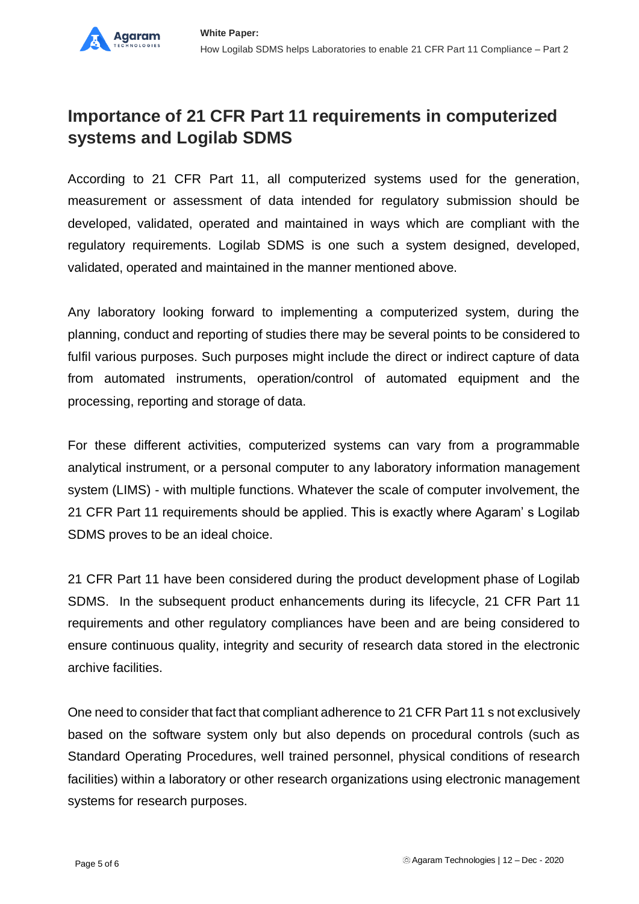## Importance of 21 CFR Part 11 requirements in computerized systems and Logilab SDMS

According to 21 CFR Part 11, all computerized systems used for the generation, measurement or assessment of data intended for regulatory submission should be developed, validated, operated and maintained in ways which are compliant with the regulatory requirements. Logilab SDMS is one such a system designed, developed, validated, operated and maintained in the manner mentioned above.

Any laboratory looking forward to implementing a computerized system, during the planning, conduct and reporting of studies there may be several points to be considered to fulfil various purposes. Such purposes might include the direct or indirect capture of data from automated instruments, operation/control of automated equipment and the processing, reporting and storage of data.

For these different activities, computerized systems can vary from a programmable analytical instrument, or a personal computer to any laboratory information management system (LIMS) - with multiple functions. Whatever the scale of computer involvement, the 21 CFR Part 11 requirements should be applied. This is exactly where Agaram' s Logilab SDMS proves to be an ideal choice.

21 CFR Part 11 have been considered during the product development phase of Logilab SDMS. In the subsequent product enhancements during its lifecycle, 21 CFR Part 11 requirements and other regulatory compliances have been and are being considered to ensure continuous quality, integrity and security of research data stored in the electronic archive facilities.

One need to consider that fact that compliant adherence to 21 CFR Part 11 s not exclusively based on the software system only but also depends on procedural controls (such as Standard Operating Procedures, well trained personnel, physical conditions of research facilities) within a laboratory or other research organizations using electronic management systems for research purposes.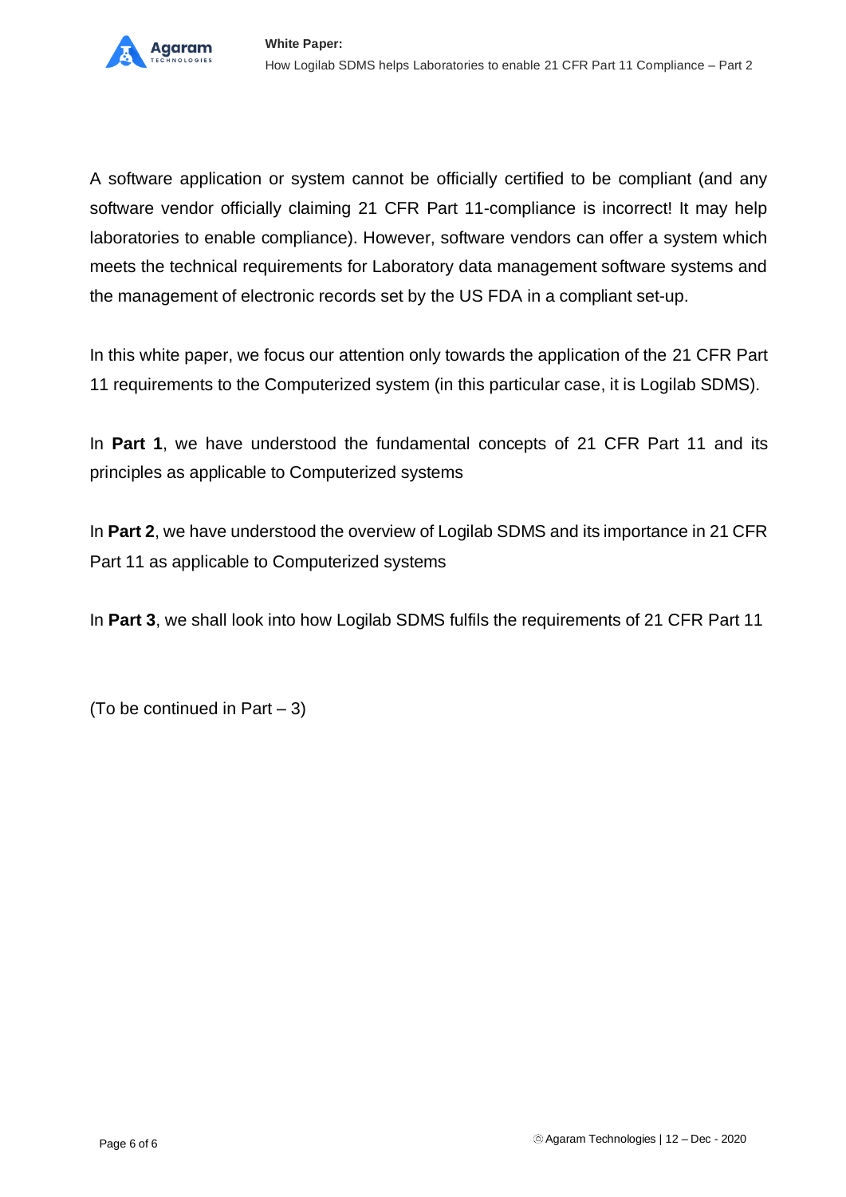A software application or system cannot be officially certified to be compliant (and any software vendor officially claiming 21 CFR Part 11-compliance is incorrect! It may help laboratories to enable compliance). However, software vendors can offer a system which meets the technical requirements for Laboratory data management software systems and the management of electronic records set by the US FDA in a compliant set-up.

In this white paper, we focus our attention only towards the application of the 21 CFR Part 11 requirements to the Computerized system (in this particular case, it is Logilab SDMS).

In **Part 1**, we have understood the fundamental concepts of 21 CFR Part 11 and its principles as applicable to Computerized systems

In **Part 2**, we have understood the overview of Logilab SDMS and its importance in 21 CFR Part 11 as applicable to Computerized systems

In **Part 3**, we shall look into how Logilab SDMS fulfils the requirements of 21 CFR Part 11

(To be continued in Part – 3)